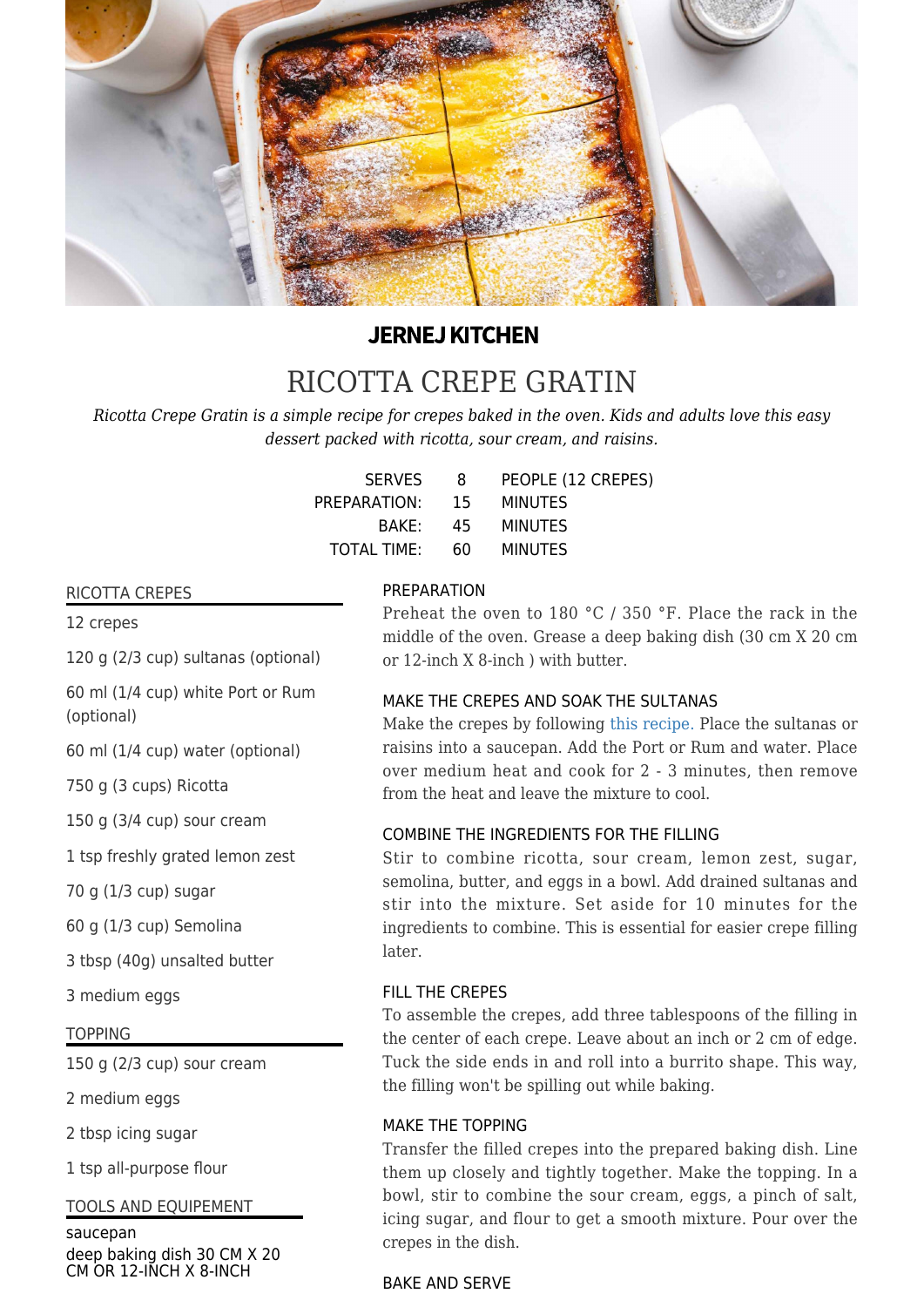**JERNEJ KITCHEN**

# RICOTTA CREPE GRATIN

*Ricotta Crepe Gratin is a simple recipe for crepes baked in the oven. Kids and adults love this easy dessert packed with ricotta, sour cream, and raisins.*

| | | |
|---|---|---|
| SERVES | 8 | PEOPLE (12 CREPES) |
| PREPARATION: | 15 | MINUTES |
| BAKE: | 45 | MINUTES |
| TOTAL TIME: | 60 | MINUTES |

## RICOTTA CREPES

- 12 crepes
- 120 g (2/3 cup) sultanas (optional)
- 60 ml (1/4 cup) white Port or Rum (optional)
- 60 ml (1/4 cup) water (optional)
- 750 g (3 cups) Ricotta
- 150 g (3/4 cup) sour cream
- 1 tsp freshly grated lemon zest
- 70 g (1/3 cup) sugar
- 60 g (1/3 cup) Semolina
- 3 tbsp (40g) unsalted butter
- 3 medium eggs

## TOPPING

- 150 g (2/3 cup) sour cream
- 2 medium eggs
- 2 tbsp icing sugar
- 1 tsp all-purpose flour

## TOOLS AND EQUIPEMENT

- saucepan
- deep baking dish 30 CM X 20 CM OR 12-INCH X 8-INCH

## PREPARATION

Preheat the oven to 180 °C / 350 °F. Place the rack in the middle of the oven. Grease a deep baking dish (30 cm X 20 cm or 12-inch X 8-inch ) with butter.

## MAKE THE CREPES AND SOAK THE SULTANAS

Make the crepes by following this recipe. Place the sultanas or raisins into a saucepan. Add the Port or Rum and water. Place over medium heat and cook for 2 - 3 minutes, then remove from the heat and leave the mixture to cool.

## COMBINE THE INGREDIENTS FOR THE FILLING

Stir to combine ricotta, sour cream, lemon zest, sugar, semolina, butter, and eggs in a bowl. Add drained sultanas and stir into the mixture. Set aside for 10 minutes for the ingredients to combine. This is essential for easier crepe filling later.

## FILL THE CREPES

To assemble the crepes, add three tablespoons of the filling in the center of each crepe. Leave about an inch or 2 cm of edge. Tuck the side ends in and roll into a burrito shape. This way, the filling won't be spilling out while baking.

## MAKE THE TOPPING

Transfer the filled crepes into the prepared baking dish. Line them up closely and tightly together. Make the topping. In a bowl, stir to combine the sour cream, eggs, a pinch of salt, icing sugar, and flour to get a smooth mixture. Pour over the crepes in the dish.

## BAKE AND SERVE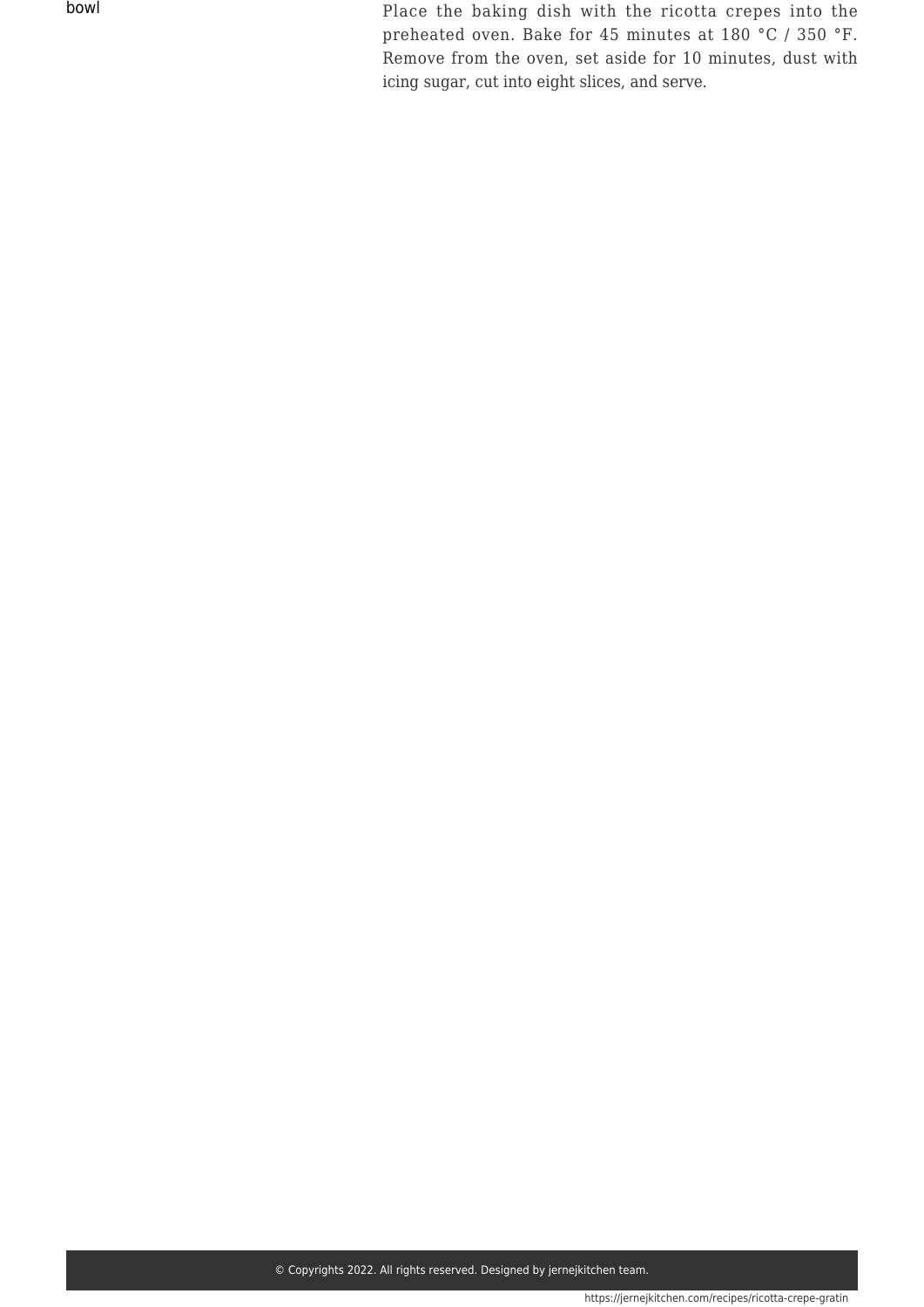bowl

Place the baking dish with the ricotta crepes into the preheated oven. Bake for 45 minutes at 180 °C / 350 °F. Remove from the oven, set aside for 10 minutes, dust with icing sugar, cut into eight slices, and serve.